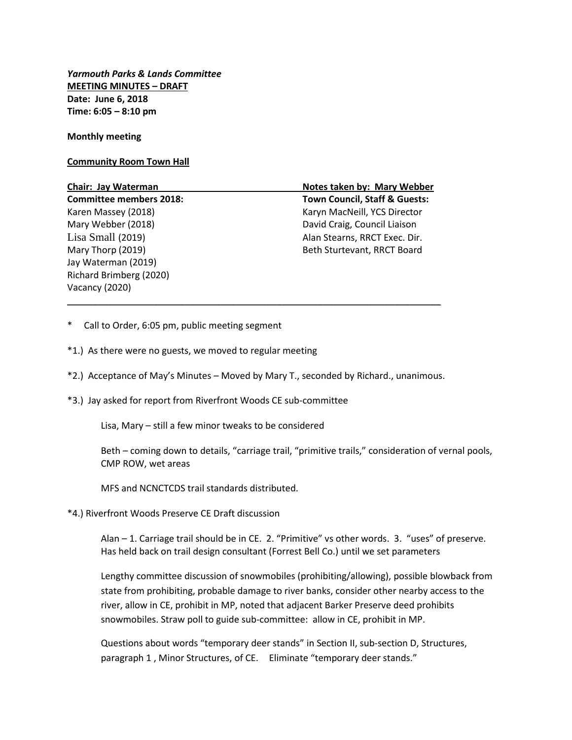***Yarmouth Parks & Lands Committee***
**MEETING MINUTES – DRAFT**
**Date: June 6, 2018**
**Time: 6:05 – 8:10 pm**

**Monthly meeting**

**Community Room Town Hall**

| **Chair: Jay Waterman** | **Notes taken by: Mary Webber** |
|---|---|
| **Committee members 2018:** | **Town Council, Staff & Guests:** |
| Karen Massey (2018) | Karyn MacNeill, YCS Director |
| Mary Webber (2018) | David Craig, Council Liaison |
| Lisa Small (2019) | Alan Stearns, RRCT Exec. Dir. |
| Mary Thorp (2019) | Beth Sturtevant, RRCT Board |
| Jay Waterman (2019) | |
| Richard Brimberg (2020) | |
| Vacancy (2020) | |

---

\* Call to Order, 6:05 pm, public meeting segment

*1.) As there were no guests, we moved to regular meeting

*2.) Acceptance of May's Minutes – Moved by Mary T., seconded by Richard., unanimous.

*3.) Jay asked for report from Riverfront Woods CE sub-committee

> Lisa, Mary – still a few minor tweaks to be considered
>
> Beth – coming down to details, "carriage trail, "primitive trails," consideration of vernal pools, CMP ROW, wet areas
>
> MFS and NCNCTCDS trail standards distributed.

*4.) Riverfront Woods Preserve CE Draft discussion

> Alan – 1. Carriage trail should be in CE. 2. "Primitive" vs other words. 3. "uses" of preserve. Has held back on trail design consultant (Forrest Bell Co.) until we set parameters
>
> Lengthy committee discussion of snowmobiles (prohibiting/allowing), possible blowback from state from prohibiting, probable damage to river banks, consider other nearby access to the river, allow in CE, prohibit in MP, noted that adjacent Barker Preserve deed prohibits snowmobiles. Straw poll to guide sub-committee: allow in CE, prohibit in MP.
>
> Questions about words "temporary deer stands" in Section II, sub-section D, Structures, paragraph 1 , Minor Structures, of CE. Eliminate "temporary deer stands."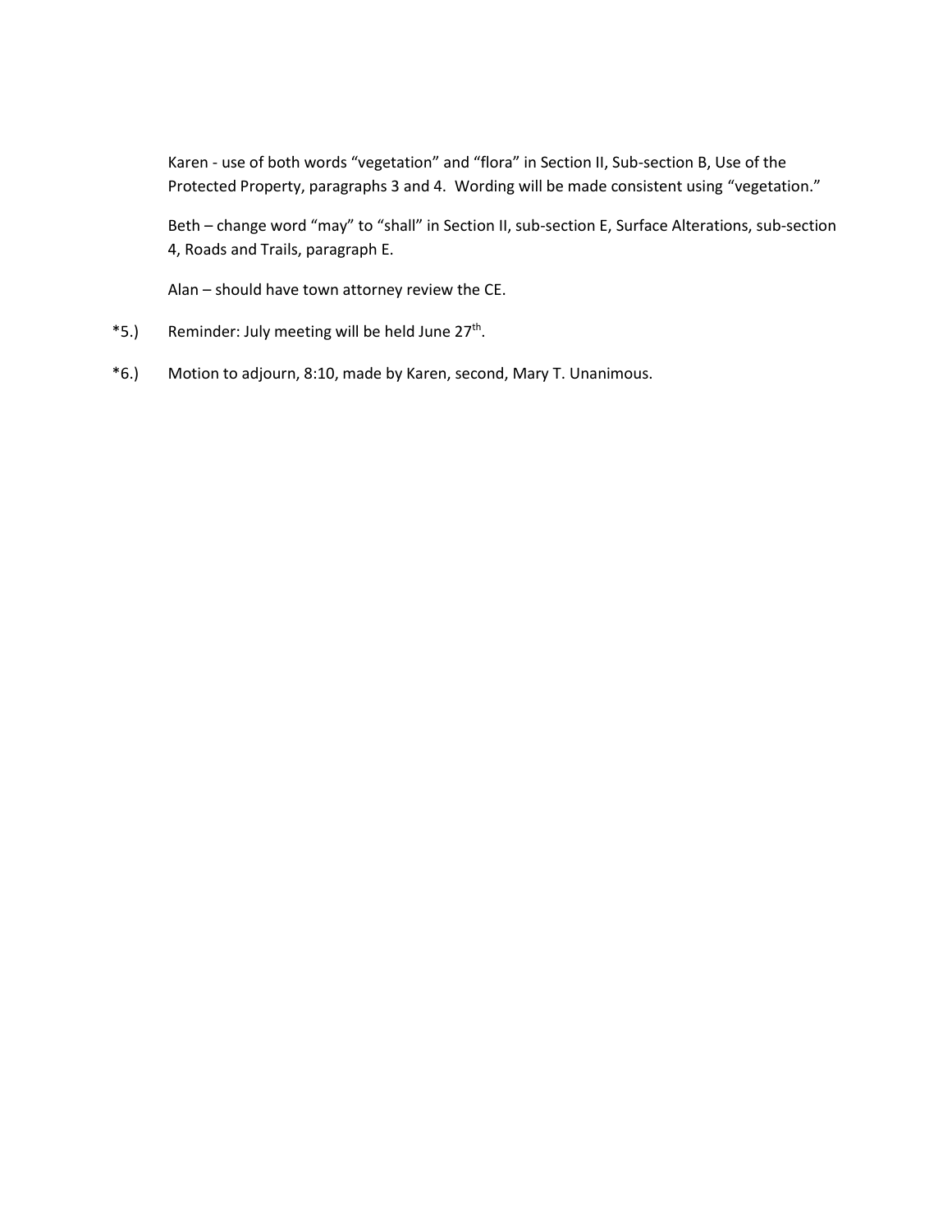Karen - use of both words “vegetation” and “flora” in Section II, Sub-section B, Use of the Protected Property, paragraphs 3 and 4. Wording will be made consistent using “vegetation.”

Beth – change word “may” to “shall” in Section II, sub-section E, Surface Alterations, sub-section 4, Roads and Trails, paragraph E.

Alan – should have town attorney review the CE.

*5.) Reminder: July meeting will be held June 27th.

*6.) Motion to adjourn, 8:10, made by Karen, second, Mary T. Unanimous.